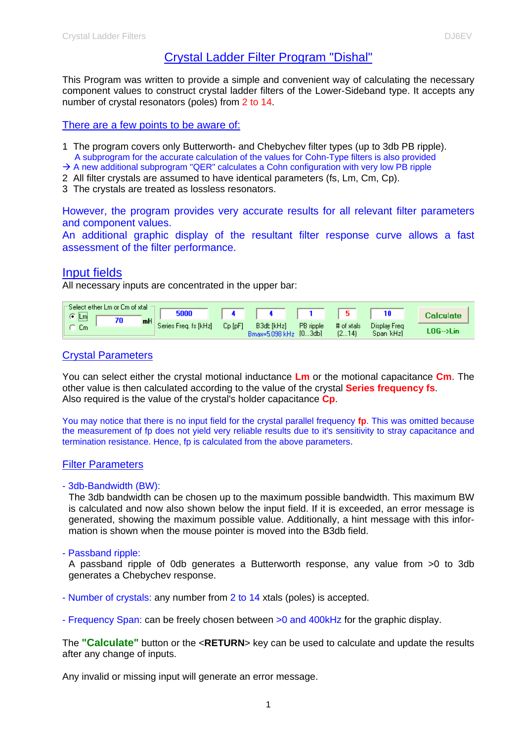# Crystal Ladder Filter Program "Dishal"

This Program was written to provide a simple and convenient way of calculating the necessary component values to construct crystal ladder filters of the Lower-Sideband type. It accepts any number of crystal resonators (poles) from 2 to 14.

## There are a few points to be aware of:

1 The program covers only Butterworth- and Chebychev filter types (up to 3db PB ripple).
A subprogram for the accurate calculation of the values for Cohn-Type filters is also provided
→ A new additional subprogram "QER" calculates a Cohn configuration with very low PB ripple
2 All filter crystals are assumed to have identical parameters (fs, Lm, Cm, Cp).
3 The crystals are treated as lossless resonators.

However, the program provides very accurate results for all relevant filter parameters and component values.
An additional graphic display of the resultant filter response curve allows a fast assessment of the filter performance.

## Input fields

All necessary inputs are concentrated in the upper bar:

| Select either Lm or Cm of xtal | Series Freq. fs [kHz] | Cp [pF] | B3db [kHz] | PB ripple [0...3db] | # of xtals [2...14] | Display Freq Span [kHz] | |
|---|---|---|---|---|---|---|---|
| (•) Lm / ( ) Cm: 70 mH | 5000 | 4 | 4 (Bmax=5.098 kHz) | 1 | 5 | 10 | Calculate / LOG-->Lin |

## Crystal Parameters

You can select either the crystal motional inductance **Lm** or the motional capacitance **Cm**. The other value is then calculated according to the value of the crystal **Series frequency fs**.
Also required is the value of the crystal's holder capacitance **Cp**.

You may notice that there is no input field for the crystal parallel frequency **fp**. This was omitted because the measurement of fp does not yield very reliable results due to it's sensitivity to stray capacitance and termination resistance. Hence, fp is calculated from the above parameters.

## Filter Parameters

- 3db-Bandwidth (BW):
The 3db bandwidth can be chosen up to the maximum possible bandwidth. This maximum BW is calculated and now also shown below the input field. If it is exceeded, an error message is generated, showing the maximum possible value. Additionally, a hint message with this information is shown when the mouse pointer is moved into the B3db field.

- Passband ripple:
A passband ripple of 0db generates a Butterworth response, any value from >0 to 3db generates a Chebychev response.

- Number of crystals: any number from 2 to 14 xtals (poles) is accepted.

- Frequency Span: can be freely chosen between >0 and 400kHz for the graphic display.

The **"Calculate"** button or the <**RETURN**> key can be used to calculate and update the results after any change of inputs.

Any invalid or missing input will generate an error message.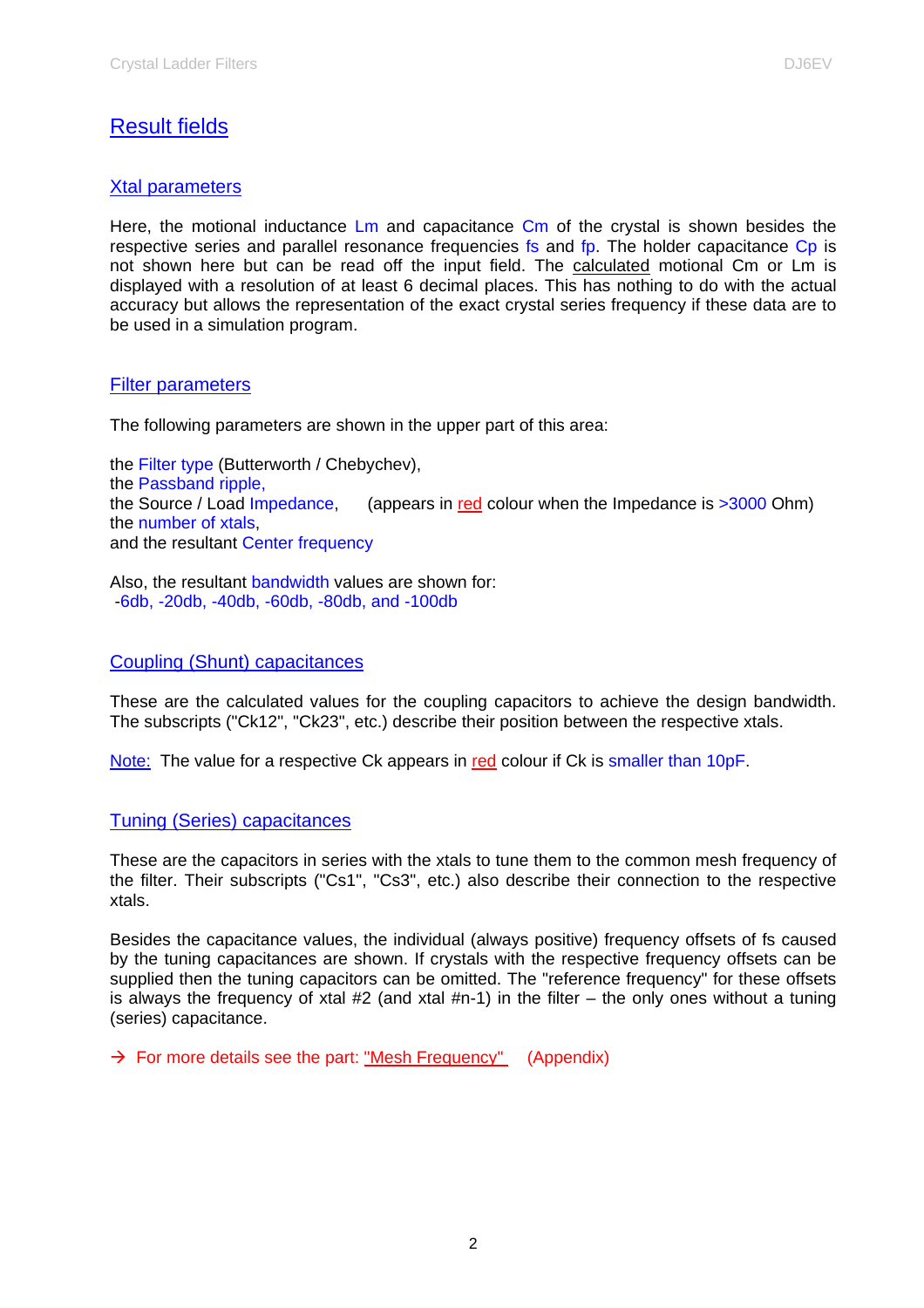# Result fields

## Xtal parameters

Here, the motional inductance Lm and capacitance Cm of the crystal is shown besides the respective series and parallel resonance frequencies fs and fp. The holder capacitance Cp is not shown here but can be read off the input field. The calculated motional Cm or Lm is displayed with a resolution of at least 6 decimal places. This has nothing to do with the actual accuracy but allows the representation of the exact crystal series frequency if these data are to be used in a simulation program.

## Filter parameters

The following parameters are shown in the upper part of this area:

the Filter type (Butterworth / Chebychev),
the Passband ripple,
the Source / Load Impedance, (appears in red colour when the Impedance is >3000 Ohm)
the number of xtals,
and the resultant Center frequency

Also, the resultant bandwidth values are shown for:
-6db, -20db, -40db, -60db, -80db, and -100db

## Coupling (Shunt) capacitances

These are the calculated values for the coupling capacitors to achieve the design bandwidth. The subscripts ("Ck12", "Ck23", etc.) describe their position between the respective xtals.

Note: The value for a respective Ck appears in red colour if Ck is smaller than 10pF.

## Tuning (Series) capacitances

These are the capacitors in series with the xtals to tune them to the common mesh frequency of the filter. Their subscripts ("Cs1", "Cs3", etc.) also describe their connection to the respective xtals.

Besides the capacitance values, the individual (always positive) frequency offsets of fs caused by the tuning capacitances are shown. If crystals with the respective frequency offsets can be supplied then the tuning capacitors can be omitted. The "reference frequency" for these offsets is always the frequency of xtal #2 (and xtal #n-1) in the filter – the only ones without a tuning (series) capacitance.

→ For more details see the part: "Mesh Frequency" (Appendix)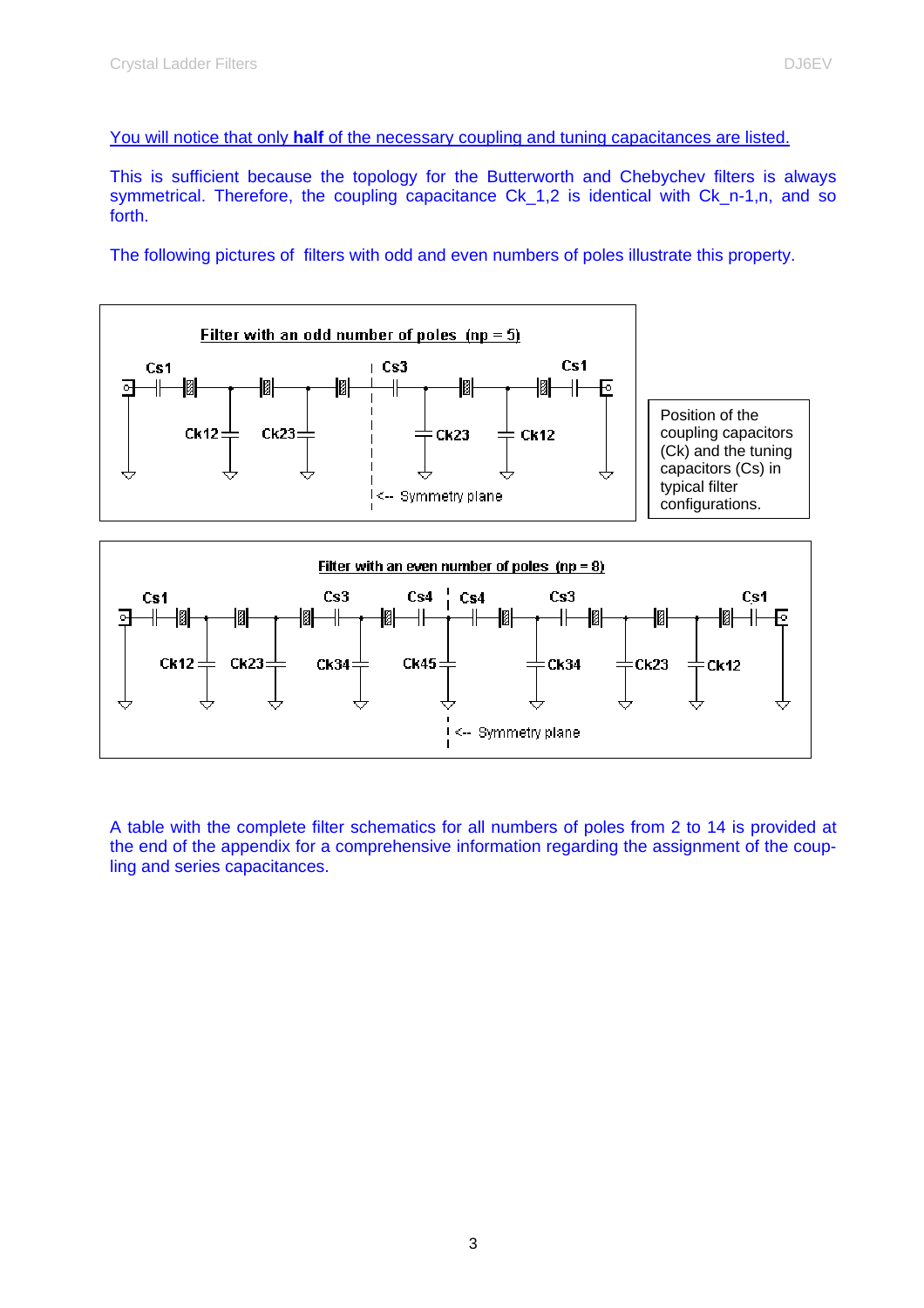You will notice that only **half** of the necessary coupling and tuning capacitances are listed.

This is sufficient because the topology for the Butterworth and Chebychev filters is always symmetrical. Therefore, the coupling capacitance Ck_1,2 is identical with Ck_n-1,n, and so forth.

The following pictures of filters with odd and even numbers of poles illustrate this property.

Filter with an odd number of poles (np = 5)

Cs1 Cs3 Cs1

Ck12 Ck23 Ck23 Ck12

<-- Symmetry plane

Position of the coupling capacitors (Ck) and the tuning capacitors (Cs) in typical filter configurations.

Filter with an even number of poles (np = 8)

Cs1 Cs3 Cs4 Cs4 Cs3 Cs1

Ck12 Ck23 Ck34 Ck45 Ck34 Ck23 Ck12

<-- Symmetry plane

A table with the complete filter schematics for all numbers of poles from 2 to 14 is provided at the end of the appendix for a comprehensive information regarding the assignment of the coupling and series capacitances.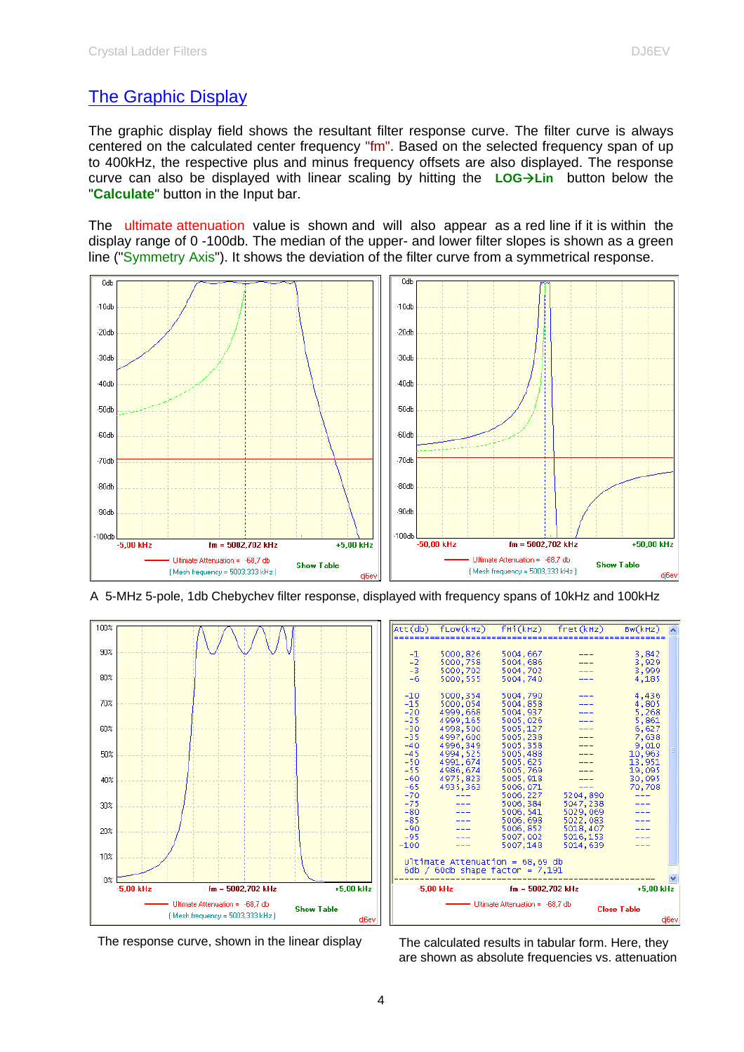## The Graphic Display

The graphic display field shows the resultant filter response curve. The filter curve is always centered on the calculated center frequency "fm". Based on the selected frequency span of up to 400kHz, the respective plus and minus frequency offsets are also displayed. The response curve can also be displayed with linear scaling by hitting the **LOG→Lin** button below the "**Calculate**" button in the Input bar.

The ultimate attenuation value is shown and will also appear as a red line if it is within the display range of 0 -100db. The median of the upper- and lower filter slopes is shown as a green line ("Symmetry Axis"). It shows the deviation of the filter curve from a symmetrical response.

A 5-MHz 5-pole, 1db Chebychev filter response, displayed with frequency spans of 10kHz and 100kHz

The response curve, shown in the linear display

| Att(db) | fLow(kHz) | fHi(kHz) | fret(kHz) | BW(kHz) |
|---|---|---|---|---|
| -1 | 5000,826 | 5004,667 | --- | 3,842 |
| -2 | 5000,758 | 5004,686 | --- | 3,929 |
| -3 | 5000,702 | 5004,702 | --- | 3,999 |
| -6 | 5000,555 | 5004,740 | --- | 4,185 |
| -10 | 5000,354 | 5004,790 | --- | 4,436 |
| -15 | 5000,054 | 5004,858 | --- | 4,805 |
| -20 | 4999,668 | 5004,937 | --- | 5,268 |
| -25 | 4999,165 | 5005,026 | --- | 5,861 |
| -30 | 4998,500 | 5005,127 | --- | 6,627 |
| -35 | 4997,600 | 5005,238 | --- | 7,638 |
| -40 | 4996,349 | 5005,358 | --- | 9,010 |
| -45 | 4994,525 | 5005,488 | --- | 10,963 |
| -50 | 4991,674 | 5005,625 | --- | 13,951 |
| -55 | 4986,674 | 5005,769 | --- | 19,095 |
| -60 | 4975,823 | 5005,918 | --- | 30,095 |
| -65 | 4935,363 | 5006,071 | --- | 70,708 |
| -70 | --- | 5006,227 | 5204,890 | --- |
| -75 | --- | 5006,384 | 5047,238 | --- |
| -80 | --- | 5006,541 | 5029,069 | --- |
| -85 | --- | 5006,698 | 5022,083 | --- |
| -90 | --- | 5006,852 | 5018,407 | --- |
| -95 | --- | 5007,002 | 5016,153 | --- |
| -100 | --- | 5007,148 | 5014,639 | --- |

Ultimate Attenuation = 68,69 db
6db / 60db shape factor = 7,191

The calculated results in tabular form. Here, they are shown as absolute frequencies vs. attenuation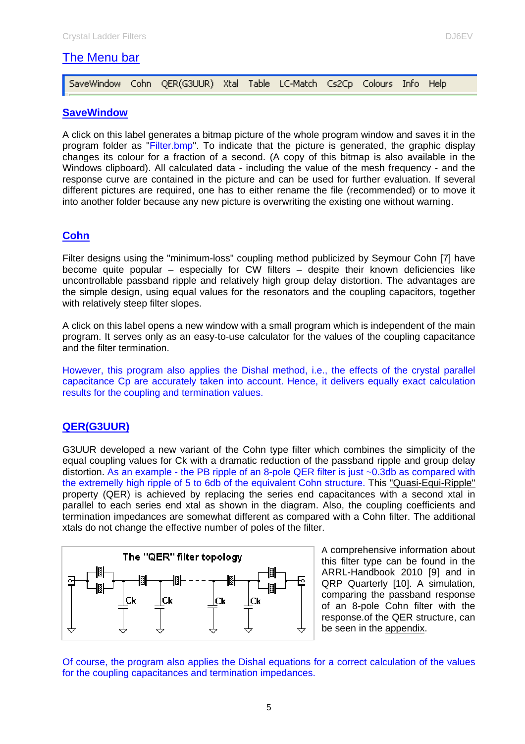## The Menu bar

SaveWindow Cohn QER(G3UUR) Xtal Table LC-Match Cs2Cp Colours Info Help

### SaveWindow

A click on this label generates a bitmap picture of the whole program window and saves it in the program folder as "Filter.bmp". To indicate that the picture is generated, the graphic display changes its colour for a fraction of a second. (A copy of this bitmap is also available in the Windows clipboard). All calculated data - including the value of the mesh frequency - and the response curve are contained in the picture and can be used for further evaluation. If several different pictures are required, one has to either rename the file (recommended) or to move it into another folder because any new picture is overwriting the existing one without warning.

### Cohn

Filter designs using the "minimum-loss" coupling method publicized by Seymour Cohn [7] have become quite popular – especially for CW filters – despite their known deficiencies like uncontrollable passband ripple and relatively high group delay distortion. The advantages are the simple design, using equal values for the resonators and the coupling capacitors, together with relatively steep filter slopes.

A click on this label opens a new window with a small program which is independent of the main program. It serves only as an easy-to-use calculator for the values of the coupling capacitance and the filter termination.

However, this program also applies the Dishal method, i.e., the effects of the crystal parallel capacitance Cp are accurately taken into account. Hence, it delivers equally exact calculation results for the coupling and termination values.

### QER(G3UUR)

G3UUR developed a new variant of the Cohn type filter which combines the simplicity of the equal coupling values for Ck with a dramatic reduction of the passband ripple and group delay distortion. As an example - the PB ripple of an 8-pole QER filter is just ~0.3db as compared with the extremely high ripple of 5 to 6db of the equivalent Cohn structure. This "Quasi-Equi-Ripple" property (QER) is achieved by replacing the series end capacitances with a second xtal in parallel to each series end xtal as shown in the diagram. Also, the coupling coefficients and termination impedances are somewhat different as compared with a Cohn filter. The additional xtals do not change the effective number of poles of the filter.

The "QER" filter topology

A comprehensive information about this filter type can be found in the ARRL-Handbook 2010 [9] and in QRP Quarterly [10]. A simulation, comparing the passband response of an 8-pole Cohn filter with the response.of the QER structure, can be seen in the appendix.

Of course, the program also applies the Dishal equations for a correct calculation of the values for the coupling capacitances and termination impedances.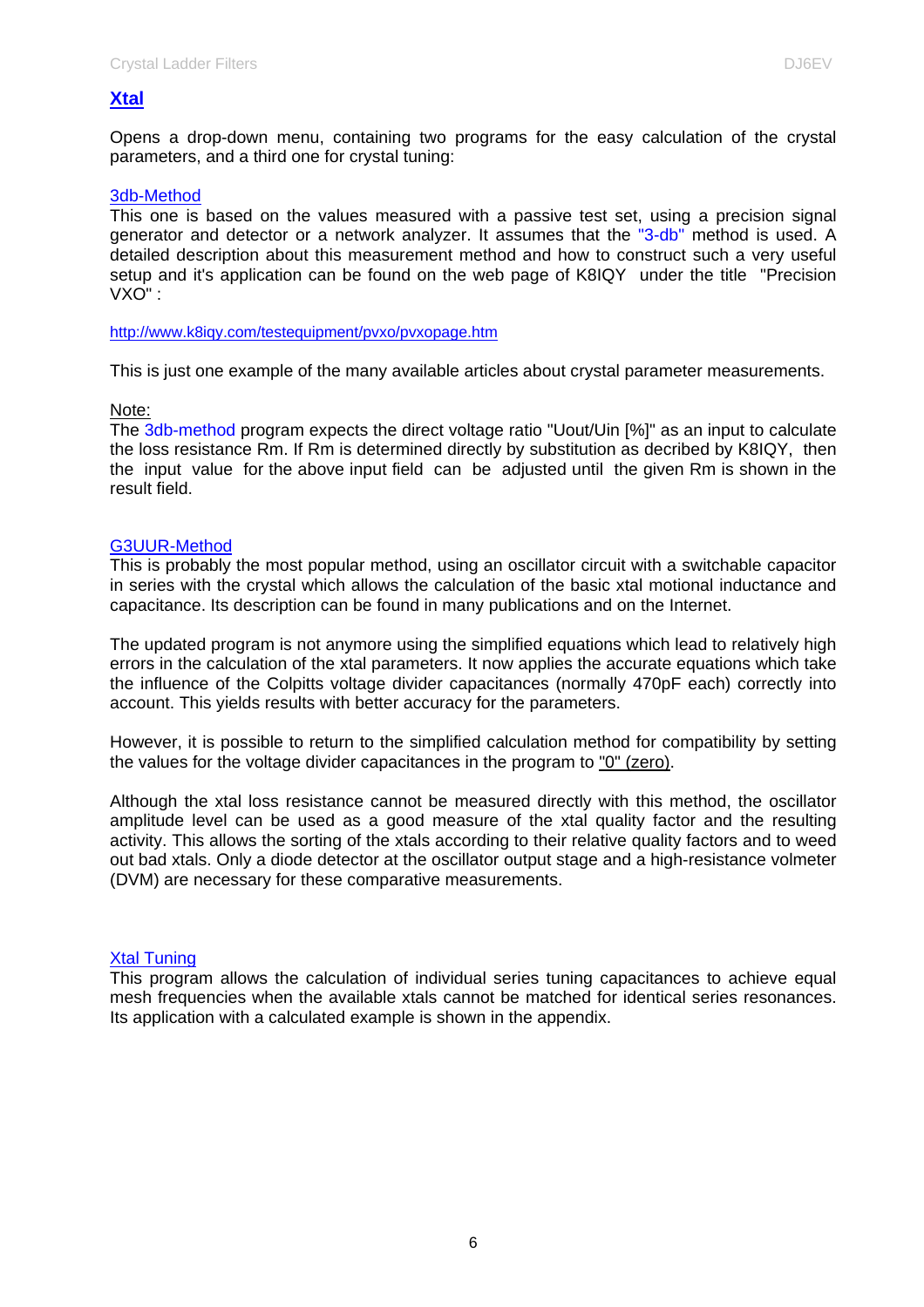## Xtal

Opens a drop-down menu, containing two programs for the easy calculation of the crystal parameters, and a third one for crystal tuning:

### 3db-Method

This one is based on the values measured with a passive test set, using a precision signal generator and detector or a network analyzer. It assumes that the "3-db" method is used. A detailed description about this measurement method and how to construct such a very useful setup and it's application can be found on the web page of K8IQY under the title "Precision VXO" :

http://www.k8iqy.com/testequipment/pvxo/pvxopage.htm

This is just one example of the many available articles about crystal parameter measurements.

Note:
The 3db-method program expects the direct voltage ratio "Uout/Uin [%]" as an input to calculate the loss resistance Rm. If Rm is determined directly by substitution as decribed by K8IQY, then the input value for the above input field can be adjusted until the given Rm is shown in the result field.

### G3UUR-Method

This is probably the most popular method, using an oscillator circuit with a switchable capacitor in series with the crystal which allows the calculation of the basic xtal motional inductance and capacitance. Its description can be found in many publications and on the Internet.

The updated program is not anymore using the simplified equations which lead to relatively high errors in the calculation of the xtal parameters. It now applies the accurate equations which take the influence of the Colpitts voltage divider capacitances (normally 470pF each) correctly into account. This yields results with better accuracy for the parameters.

However, it is possible to return to the simplified calculation method for compatibility by setting the values for the voltage divider capacitances in the program to "0" (zero).

Although the xtal loss resistance cannot be measured directly with this method, the oscillator amplitude level can be used as a good measure of the xtal quality factor and the resulting activity. This allows the sorting of the xtals according to their relative quality factors and to weed out bad xtals. Only a diode detector at the oscillator output stage and a high-resistance volmeter (DVM) are necessary for these comparative measurements.

### Xtal Tuning

This program allows the calculation of individual series tuning capacitances to achieve equal mesh frequencies when the available xtals cannot be matched for identical series resonances. Its application with a calculated example is shown in the appendix.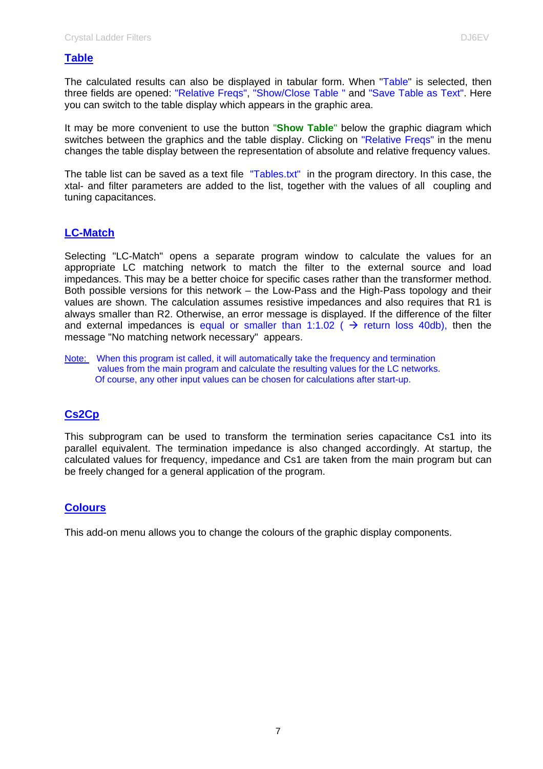## Table

The calculated results can also be displayed in tabular form. When "Table" is selected, then three fields are opened: "Relative Freqs", "Show/Close Table " and "Save Table as Text". Here you can switch to the table display which appears in the graphic area.

It may be more convenient to use the button "**Show Table**" below the graphic diagram which switches between the graphics and the table display. Clicking on "Relative Freqs" in the menu changes the table display between the representation of absolute and relative frequency values.

The table list can be saved as a text file "Tables.txt" in the program directory. In this case, the xtal- and filter parameters are added to the list, together with the values of all coupling and tuning capacitances.

## LC-Match

Selecting "LC-Match" opens a separate program window to calculate the values for an appropriate LC matching network to match the filter to the external source and load impedances. This may be a better choice for specific cases rather than the transformer method. Both possible versions for this network – the Low-Pass and the High-Pass topology and their values are shown. The calculation assumes resistive impedances and also requires that R1 is always smaller than R2. Otherwise, an error message is displayed. If the difference of the filter and external impedances is equal or smaller than 1:1.02 ( → return loss 40db), then the message "No matching network necessary" appears.

Note: When this program ist called, it will automatically take the frequency and termination values from the main program and calculate the resulting values for the LC networks. Of course, any other input values can be chosen for calculations after start-up.

## Cs2Cp

This subprogram can be used to transform the termination series capacitance Cs1 into its parallel equivalent. The termination impedance is also changed accordingly. At startup, the calculated values for frequency, impedance and Cs1 are taken from the main program but can be freely changed for a general application of the program.

## Colours

This add-on menu allows you to change the colours of the graphic display components.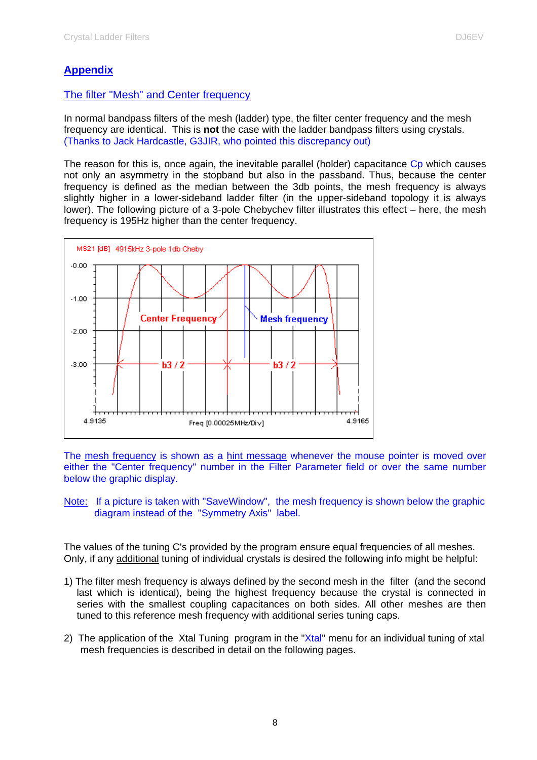# Appendix

## The filter "Mesh" and Center frequency

In normal bandpass filters of the mesh (ladder) type, the filter center frequency and the mesh frequency are identical. This is **not** the case with the ladder bandpass filters using crystals. (Thanks to Jack Hardcastle, G3JIR, who pointed this discrepancy out)

The reason for this is, once again, the inevitable parallel (holder) capacitance Cp which causes not only an asymmetry in the stopband but also in the passband. Thus, because the center frequency is defined as the median between the 3db points, the mesh frequency is always slightly higher in a lower-sideband ladder filter (in the upper-sideband topology it is always lower). The following picture of a 3-pole Chebychev filter illustrates this effect – here, the mesh frequency is 195Hz higher than the center frequency.

MS21 [dB] 4915kHz 3-pole 1db Cheby

Center Frequency — Mesh frequency — b3 / 2 — b3 / 2

-0.00, -1.00, -2.00, -3.00

4.9135 — Freq [0.00025MHz/Div] — 4.9165

The mesh frequency is shown as a hint message whenever the mouse pointer is moved over either the "Center frequency" number in the Filter Parameter field or over the same number below the graphic display.

Note: If a picture is taken with "SaveWindow", the mesh frequency is shown below the graphic diagram instead of the "Symmetry Axis" label.

The values of the tuning C's provided by the program ensure equal frequencies of all meshes. Only, if any additional tuning of individual crystals is desired the following info might be helpful:

1) The filter mesh frequency is always defined by the second mesh in the filter (and the second last which is identical), being the highest frequency because the crystal is connected in series with the smallest coupling capacitances on both sides. All other meshes are then tuned to this reference mesh frequency with additional series tuning caps.

2) The application of the Xtal Tuning program in the "Xtal" menu for an individual tuning of xtal mesh frequencies is described in detail on the following pages.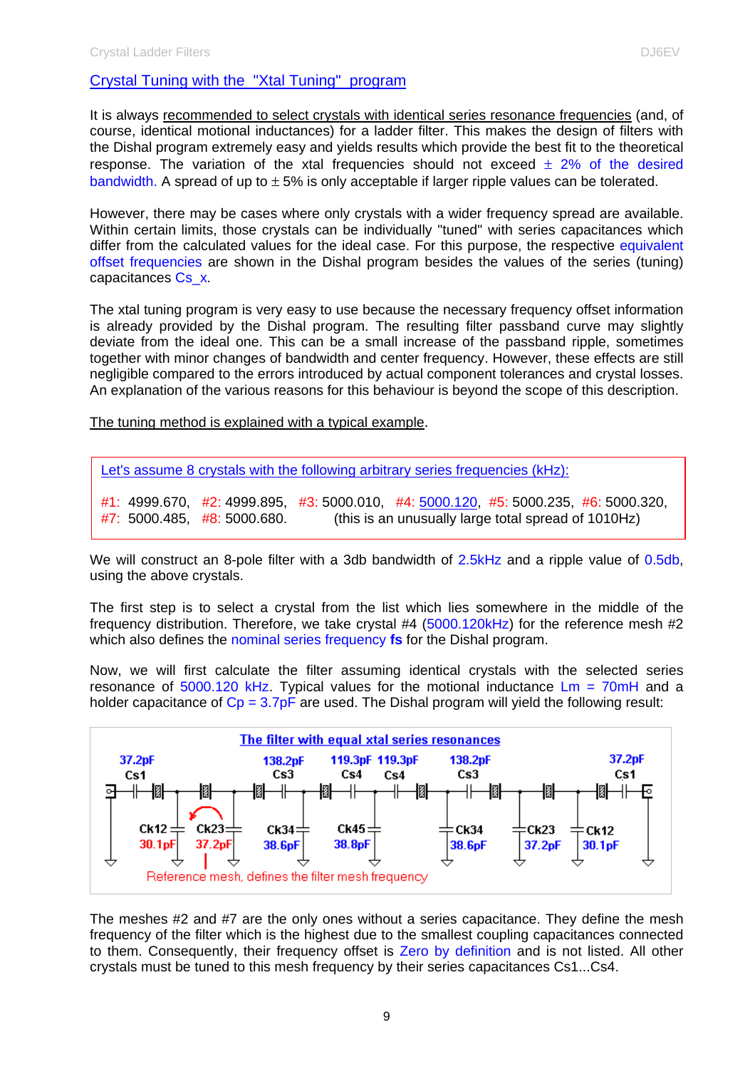## Crystal Tuning with the "Xtal Tuning" program

It is always recommended to select crystals with identical series resonance frequencies (and, of course, identical motional inductances) for a ladder filter. This makes the design of filters with the Dishal program extremely easy and yields results which provide the best fit to the theoretical response. The variation of the xtal frequencies should not exceed ± 2% of the desired bandwidth. A spread of up to ± 5% is only acceptable if larger ripple values can be tolerated.

However, there may be cases where only crystals with a wider frequency spread are available. Within certain limits, those crystals can be individually "tuned" with series capacitances which differ from the calculated values for the ideal case. For this purpose, the respective equivalent offset frequencies are shown in the Dishal program besides the values of the series (tuning) capacitances Cs_x.

The xtal tuning program is very easy to use because the necessary frequency offset information is already provided by the Dishal program. The resulting filter passband curve may slightly deviate from the ideal one. This can be a small increase of the passband ripple, sometimes together with minor changes of bandwidth and center frequency. However, these effects are still negligible compared to the errors introduced by actual component tolerances and crystal losses. An explanation of the various reasons for this behaviour is beyond the scope of this description.

The tuning method is explained with a typical example.

Let's assume 8 crystals with the following arbitrary series frequencies (kHz):

#1: 4999.670, #2: 4999.895, #3: 5000.010, #4: 5000.120, #5: 5000.235, #6: 5000.320, #7: 5000.485, #8: 5000.680. (this is an unusually large total spread of 1010Hz)

We will construct an 8-pole filter with a 3db bandwidth of 2.5kHz and a ripple value of 0.5db, using the above crystals.

The first step is to select a crystal from the list which lies somewhere in the middle of the frequency distribution. Therefore, we take crystal #4 (5000.120kHz) for the reference mesh #2 which also defines the nominal series frequency **fs** for the Dishal program.

Now, we will first calculate the filter assuming identical crystals with the selected series resonance of 5000.120 kHz. Typical values for the motional inductance Lm = 70mH and a holder capacitance of Cp = 3.7pF are used. The Dishal program will yield the following result:

**The filter with equal xtal series resonances**

Cs1 37.2pF, Cs3 138.2pF, Cs4 119.3pF, Cs4 119.3pF, Cs3 138.2pF, Cs1 37.2pF

Ck12 30.1pF, Ck23 37.2pF, Ck34 38.6pF, Ck45 38.8pF, Ck34 38.6pF, Ck23 37.2pF, Ck12 30.1pF

Reference mesh, defines the filter mesh frequency

The meshes #2 and #7 are the only ones without a series capacitance. They define the mesh frequency of the filter which is the highest due to the smallest coupling capacitances connected to them. Consequently, their frequency offset is Zero by definition and is not listed. All other crystals must be tuned to this mesh frequency by their series capacitances Cs1...Cs4.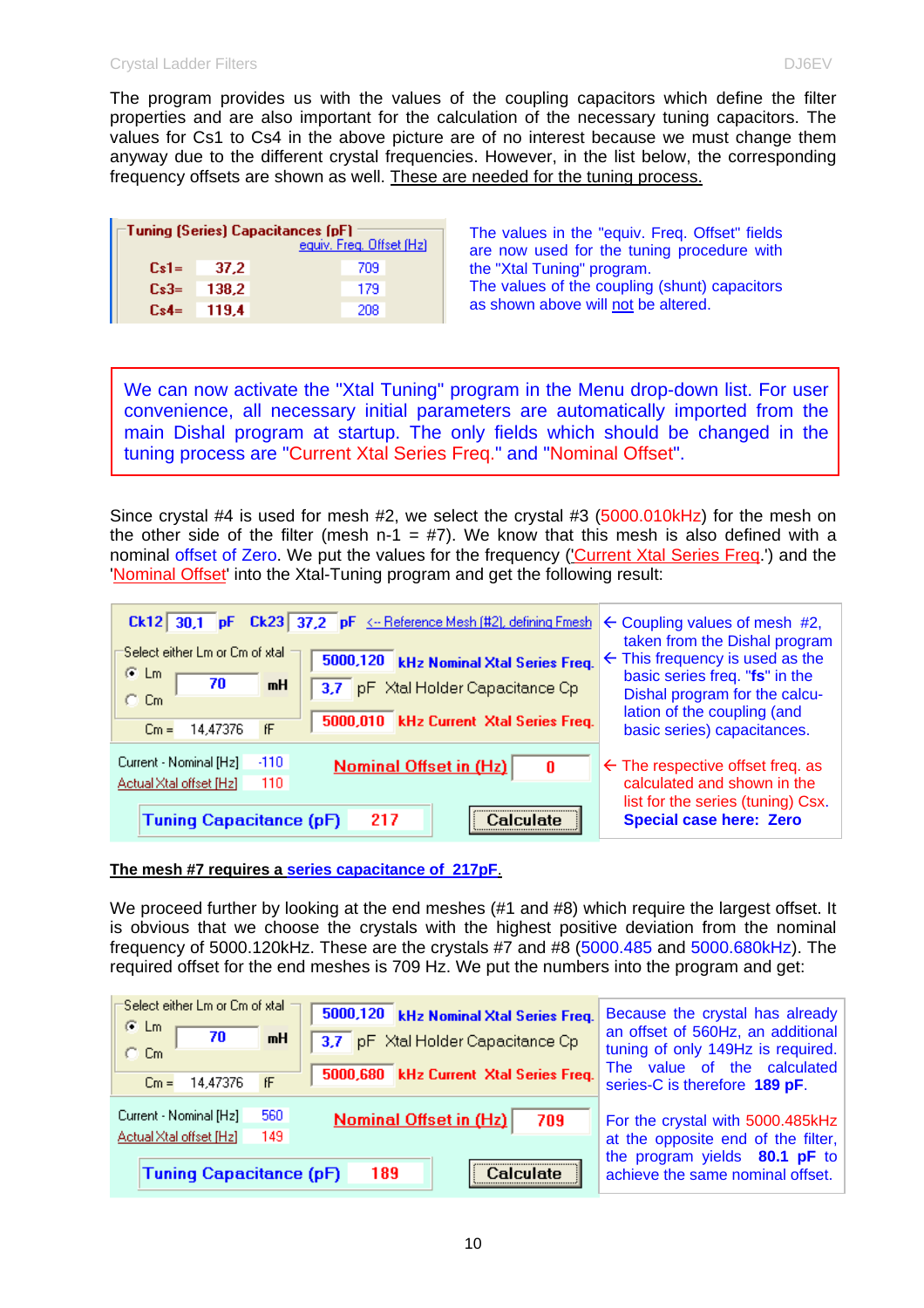The program provides us with the values of the coupling capacitors which define the filter properties and are also important for the calculation of the necessary tuning capacitors. The values for Cs1 to Cs4 in the above picture are of no interest because we must change them anyway due to the different crystal frequencies. However, in the list below, the corresponding frequency offsets are shown as well. <u>These are needed for the tuning process.</u>

**Tuning (Series) Capacitances (pF)**

| | | equiv. Freq. Offset (Hz) |
|---|---|---|
| Cs1= | 37,2 | 709 |
| Cs3= | 138,2 | 179 |
| Cs4= | 119,4 | 208 |

The values in the "equiv. Freq. Offset" fields are now used for the tuning procedure with the "Xtal Tuning" program.
The values of the coupling (shunt) capacitors as shown above will <u>not</u> be altered.

> We can now activate the "Xtal Tuning" program in the Menu drop-down list. For user convenience, all necessary initial parameters are automatically imported from the main Dishal program at startup. The only fields which should be changed in the tuning process are "Current Xtal Series Freq." and "Nominal Offset".

Since crystal #4 is used for mesh #2, we select the crystal #3 (5000.010kHz) for the mesh on the other side of the filter (mesh n-1 = #7). We know that this mesh is also defined with a nominal offset of Zero. We put the values for the frequency ('<u>Current Xtal Series Freq</u>.') and the '<u>Nominal Offset</u>' into the Xtal-Tuning program and get the following result:

Ck12 30,1 pF  Ck23 37,2 pF  <-- Reference Mesh (#2), defining Fmesh

Select either Lm or Cm of xtal: (•) Lm 70 mH  ( ) Cm  Cm = 14,47376 fF

5000,120 kHz Nominal Xtal Series Freq.
3,7 pF Xtal Holder Capacitance Cp
5000,010 kHz Current Xtal Series Freq.

Current - Nominal [Hz] -110
Actual Xtal offset [Hz] 110

Nominal Offset in (Hz) 0

Tuning Capacitance (pF) 217  [Calculate]

← Coupling values of mesh #2, taken from the Dishal program
← This frequency is used as the basic series freq. "fs" in the Dishal program for the calculation of the coupling (and basic series) capacitances.

← The respective offset freq. as calculated and shown in the list for the series (tuning) Csx.
**Special case here: Zero**

**<u>The mesh #7 requires a series capacitance of 217pF.</u>**

We proceed further by looking at the end meshes (#1 and #8) which require the largest offset. It is obvious that we choose the crystals with the highest positive deviation from the nominal frequency of 5000.120kHz. These are the crystals #7 and #8 (5000.485 and 5000.680kHz). The required offset for the end meshes is 709 Hz. We put the numbers into the program and get:

Select either Lm or Cm of xtal: (•) Lm 70 mH  ( ) Cm  Cm = 14,47376 fF

5000,120 kHz Nominal Xtal Series Freq.
3,7 pF Xtal Holder Capacitance Cp
5000,680 kHz Current Xtal Series Freq.

Current - Nominal [Hz] 560
Actual Xtal offset [Hz] 149

Nominal Offset in (Hz) 709

Tuning Capacitance (pF) 189  [Calculate]

Because the crystal has already an offset of 560Hz, an additional tuning of only 149Hz is required. The value of the calculated series-C is therefore **189 pF**.

For the crystal with 5000.485kHz at the opposite end of the filter, the program yields **80.1 pF** to achieve the same nominal offset.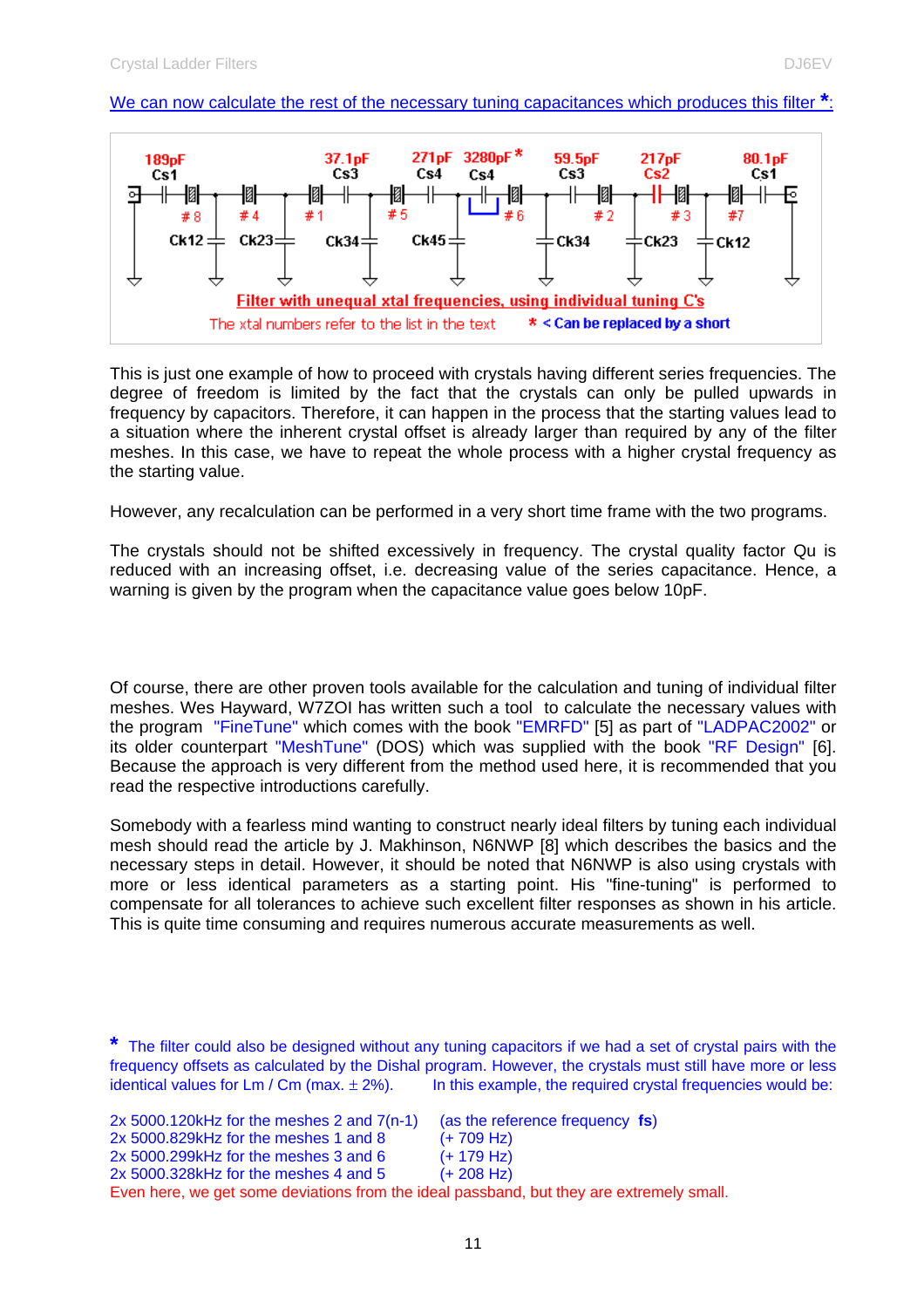We can now calculate the rest of the necessary tuning capacitances which produces this filter *:

Filter with unequal xtal frequencies, using individual tuning C's

The xtal numbers refer to the list in the text    * < Can be replaced by a short

This is just one example of how to proceed with crystals having different series frequencies. The degree of freedom is limited by the fact that the crystals can only be pulled upwards in frequency by capacitors. Therefore, it can happen in the process that the starting values lead to a situation where the inherent crystal offset is already larger than required by any of the filter meshes. In this case, we have to repeat the whole process with a higher crystal frequency as the starting value.

However, any recalculation can be performed in a very short time frame with the two programs.

The crystals should not be shifted excessively in frequency. The crystal quality factor Qu is reduced with an increasing offset, i.e. decreasing value of the series capacitance. Hence, a warning is given by the program when the capacitance value goes below 10pF.

Of course, there are other proven tools available for the calculation and tuning of individual filter meshes. Wes Hayward, W7ZOI has written such a tool to calculate the necessary values with the program "FineTune" which comes with the book "EMRFD" [5] as part of "LADPAC2002" or its older counterpart "MeshTune" (DOS) which was supplied with the book "RF Design" [6]. Because the approach is very different from the method used here, it is recommended that you read the respective introductions carefully.

Somebody with a fearless mind wanting to construct nearly ideal filters by tuning each individual mesh should read the article by J. Makhinson, N6NWP [8] which describes the basics and the necessary steps in detail. However, it should be noted that N6NWP is also using crystals with more or less identical parameters as a starting point. His "fine-tuning" is performed to compensate for all tolerances to achieve such excellent filter responses as shown in his article. This is quite time consuming and requires numerous accurate measurements as well.

* The filter could also be designed without any tuning capacitors if we had a set of crystal pairs with the frequency offsets as calculated by the Dishal program. However, the crystals must still have more or less identical values for Lm / Cm (max. ± 2%). In this example, the required crystal frequencies would be:

2x 5000.120kHz for the meshes 2 and 7(n-1) (as the reference frequency **fs**)
2x 5000.829kHz for the meshes 1 and 8 (+ 709 Hz)
2x 5000.299kHz for the meshes 3 and 6 (+ 179 Hz)
2x 5000.328kHz for the meshes 4 and 5 (+ 208 Hz)
Even here, we get some deviations from the ideal passband, but they are extremely small.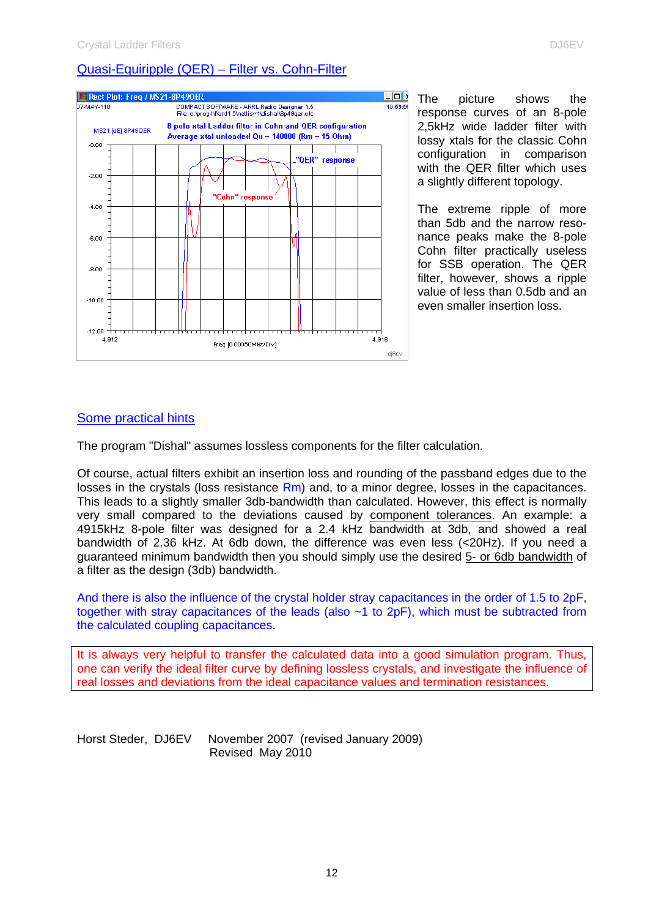## Quasi-Equiripple (QER) – Filter vs. Cohn-Filter

The picture shows the response curves of an 8-pole 2,5kHz wide ladder filter with lossy xtals for the classic Cohn configuration in comparison with the QER filter which uses a slightly different topology.

The extreme ripple of more than 5db and the narrow resonance peaks make the 8-pole Cohn filter practically useless for SSB operation. The QER filter, however, shows a ripple value of less than 0.5db and an even smaller insertion loss.

## Some practical hints

The program "Dishal" assumes lossless components for the filter calculation.

Of course, actual filters exhibit an insertion loss and rounding of the passband edges due to the losses in the crystals (loss resistance Rm) and, to a minor degree, losses in the capacitances. This leads to a slightly smaller 3db-bandwidth than calculated. However, this effect is normally very small compared to the deviations caused by component tolerances. An example: a 4915kHz 8-pole filter was designed for a 2.4 kHz bandwidth at 3db, and showed a real bandwidth of 2.36 kHz. At 6db down, the difference was even less (<20Hz). If you need a guaranteed minimum bandwidth then you should simply use the desired 5- or 6db bandwidth of a filter as the design (3db) bandwidth.

And there is also the influence of the crystal holder stray capacitances in the order of 1.5 to 2pF, together with stray capacitances of the leads (also ~1 to 2pF), which must be subtracted from the calculated coupling capacitances.

It is always very helpful to transfer the calculated data into a good simulation program. Thus, one can verify the ideal filter curve by defining lossless crystals, and investigate the influence of real losses and deviations from the ideal capacitance values and termination resistances.

Horst Steder, DJ6EV November 2007 (revised January 2009)
Revised May 2010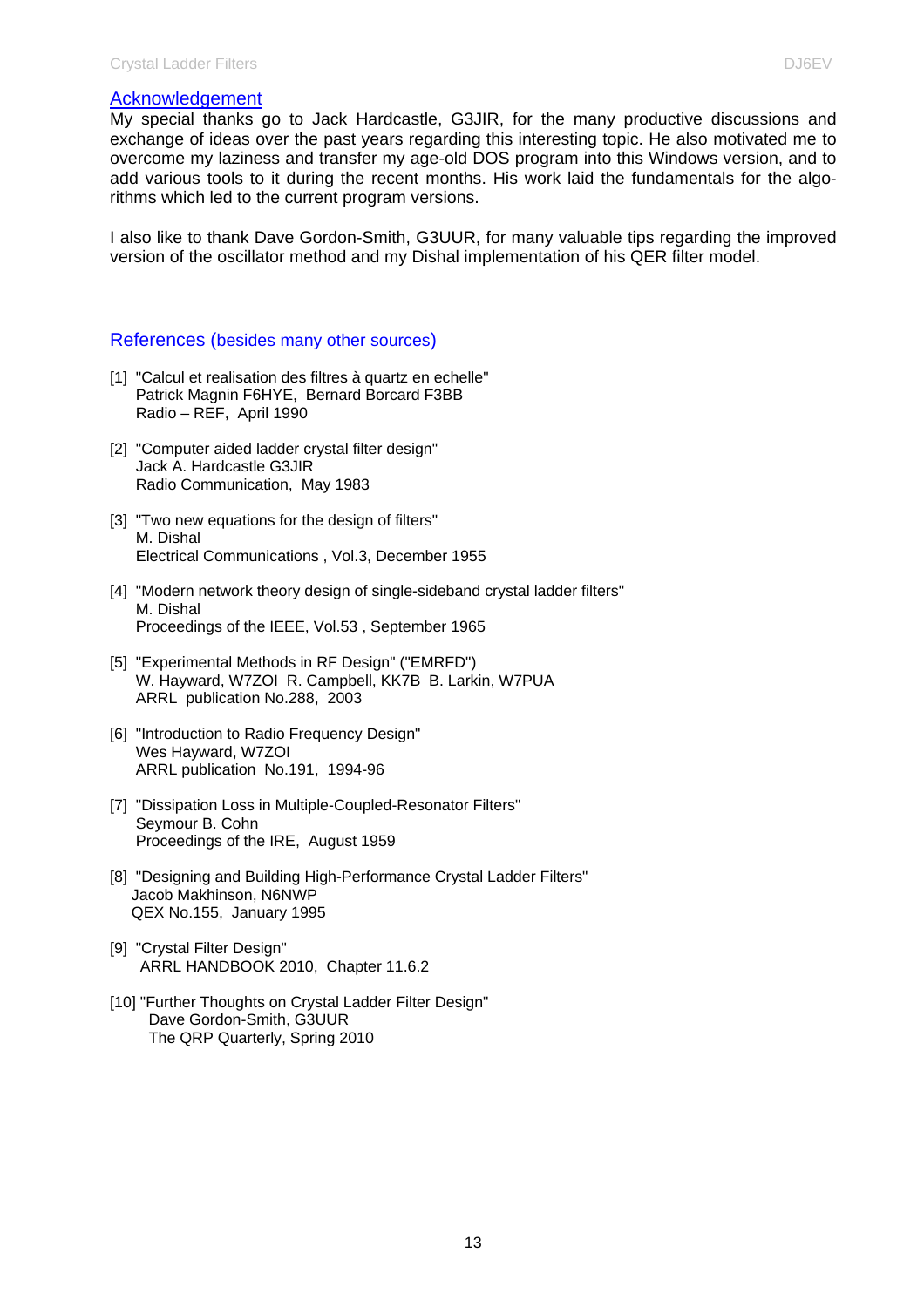## Acknowledgement

My special thanks go to Jack Hardcastle, G3JIR, for the many productive discussions and exchange of ideas over the past years regarding this interesting topic. He also motivated me to overcome my laziness and transfer my age-old DOS program into this Windows version, and to add various tools to it during the recent months. His work laid the fundamentals for the algorithms which led to the current program versions.

I also like to thank Dave Gordon-Smith, G3UUR, for many valuable tips regarding the improved version of the oscillator method and my Dishal implementation of his QER filter model.

## References (besides many other sources)

[1] "Calcul et realisation des filtres à quartz en echelle"
Patrick Magnin F6HYE, Bernard Borcard F3BB
Radio – REF, April 1990

[2] "Computer aided ladder crystal filter design"
Jack A. Hardcastle G3JIR
Radio Communication, May 1983

[3] "Two new equations for the design of filters"
M. Dishal
Electrical Communications , Vol.3, December 1955

[4] "Modern network theory design of single-sideband crystal ladder filters"
M. Dishal
Proceedings of the IEEE, Vol.53 , September 1965

[5] "Experimental Methods in RF Design" ("EMRFD")
W. Hayward, W7ZOI R. Campbell, KK7B B. Larkin, W7PUA
ARRL publication No.288, 2003

[6] "Introduction to Radio Frequency Design"
Wes Hayward, W7ZOI
ARRL publication No.191, 1994-96

[7] "Dissipation Loss in Multiple-Coupled-Resonator Filters"
Seymour B. Cohn
Proceedings of the IRE, August 1959

[8] "Designing and Building High-Performance Crystal Ladder Filters"
Jacob Makhinson, N6NWP
QEX No.155, January 1995

[9] "Crystal Filter Design"
ARRL HANDBOOK 2010, Chapter 11.6.2

[10] "Further Thoughts on Crystal Ladder Filter Design"
Dave Gordon-Smith, G3UUR
The QRP Quarterly, Spring 2010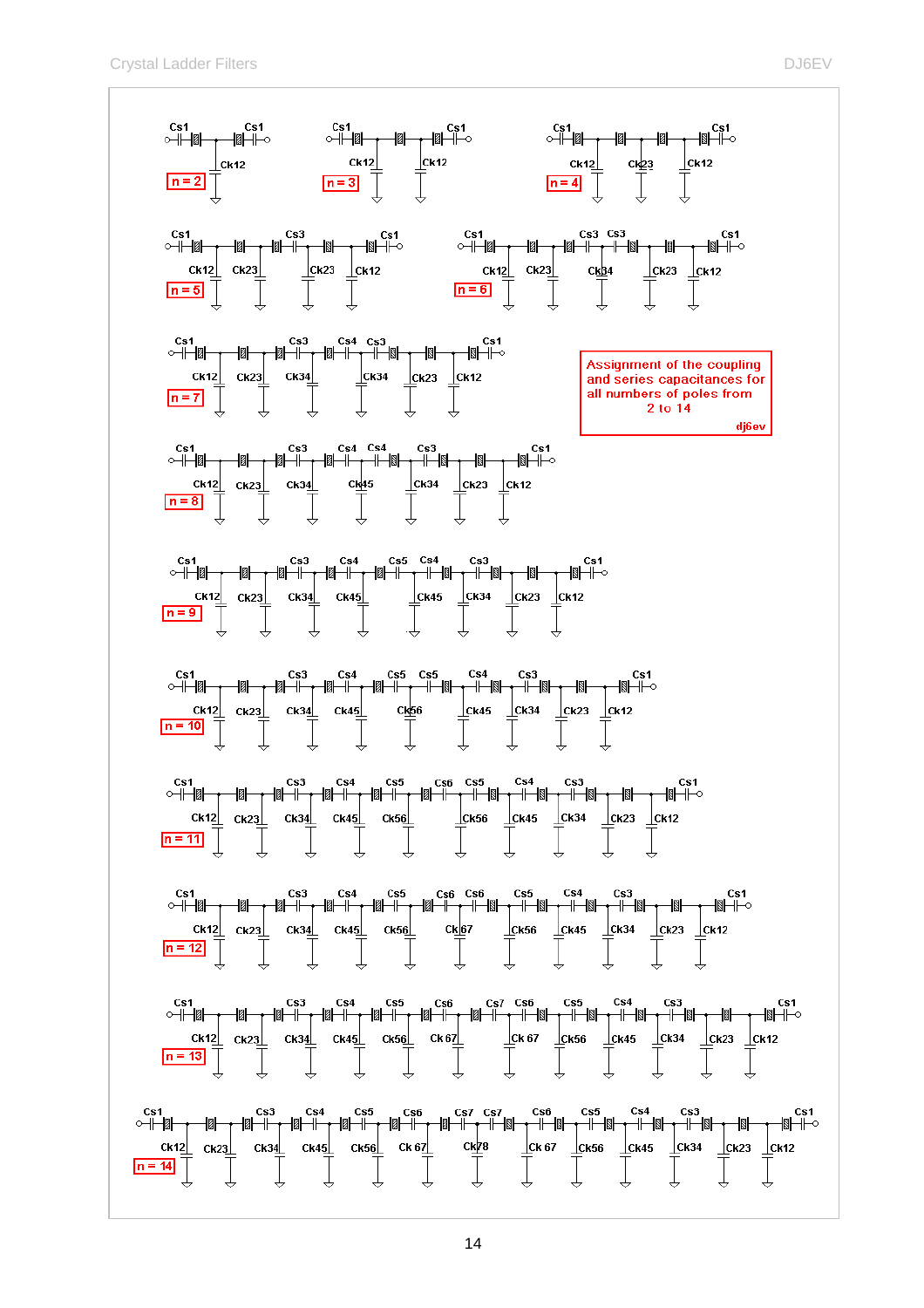Assignment of the coupling and series capacitances for all numbers of poles from 2 to 14

dj6ev

n = 2: Cs1, Ck12, Cs1

n = 3: Cs1, Ck12, Ck12, Cs1

n = 4: Cs1, Ck12, Ck23, Ck12, Cs1

n = 5: Cs1, Ck12, Ck23, Cs3, Ck23, Ck12, Cs1

n = 6: Cs1, Ck12, Ck23, Cs3, Ck34, Cs3, Ck23, Ck12, Cs1

n = 7: Cs1, Ck12, Ck23, Cs3, Ck34, Cs4, Ck34, Cs3, Ck23, Ck12, Cs1

n = 8: Cs1, Ck12, Ck23, Cs3, Ck34, Cs4, Ck45, Cs4, Ck34, Cs3, Ck23, Ck12, Cs1

n = 9: Cs1, Ck12, Ck23, Cs3, Ck34, Cs4, Ck45, Cs5, Ck45, Cs4, Ck34, Cs3, Ck23, Ck12, Cs1

n = 10: Cs1, Ck12, Ck23, Cs3, Ck34, Cs4, Ck45, Cs5, Ck56, Cs5, Ck45, Cs4, Ck34, Cs3, Ck23, Ck12, Cs1

n = 11: Cs1, Ck12, Ck23, Cs3, Ck34, Cs4, Ck45, Cs5, Ck56, Cs6, Ck56, Cs5, Ck45, Cs4, Ck34, Cs3, Ck23, Ck12, Cs1

n = 12: Cs1, Ck12, Ck23, Cs3, Ck34, Cs4, Ck45, Cs5, Ck56, Cs6, Ck 67, Cs6, Ck56, Cs5, Ck45, Cs4, Ck34, Cs3, Ck23, Ck12, Cs1

n = 13: Cs1, Ck12, Ck23, Cs3, Ck34, Cs4, Ck45, Cs5, Ck56, Cs6, Ck 67, Cs7, Ck 67, Cs6, Ck56, Cs5, Ck45, Cs4, Ck34, Cs3, Ck23, Ck12, Cs1

n = 14: Cs1, Ck12, Ck23, Cs3, Ck34, Cs4, Ck45, Cs5, Ck56, Cs6, Ck 67, Cs7, Ck78, Cs7, Ck 67, Cs6, Ck56, Cs5, Ck45, Cs4, Ck34, Cs3, Ck23, Ck12, Cs1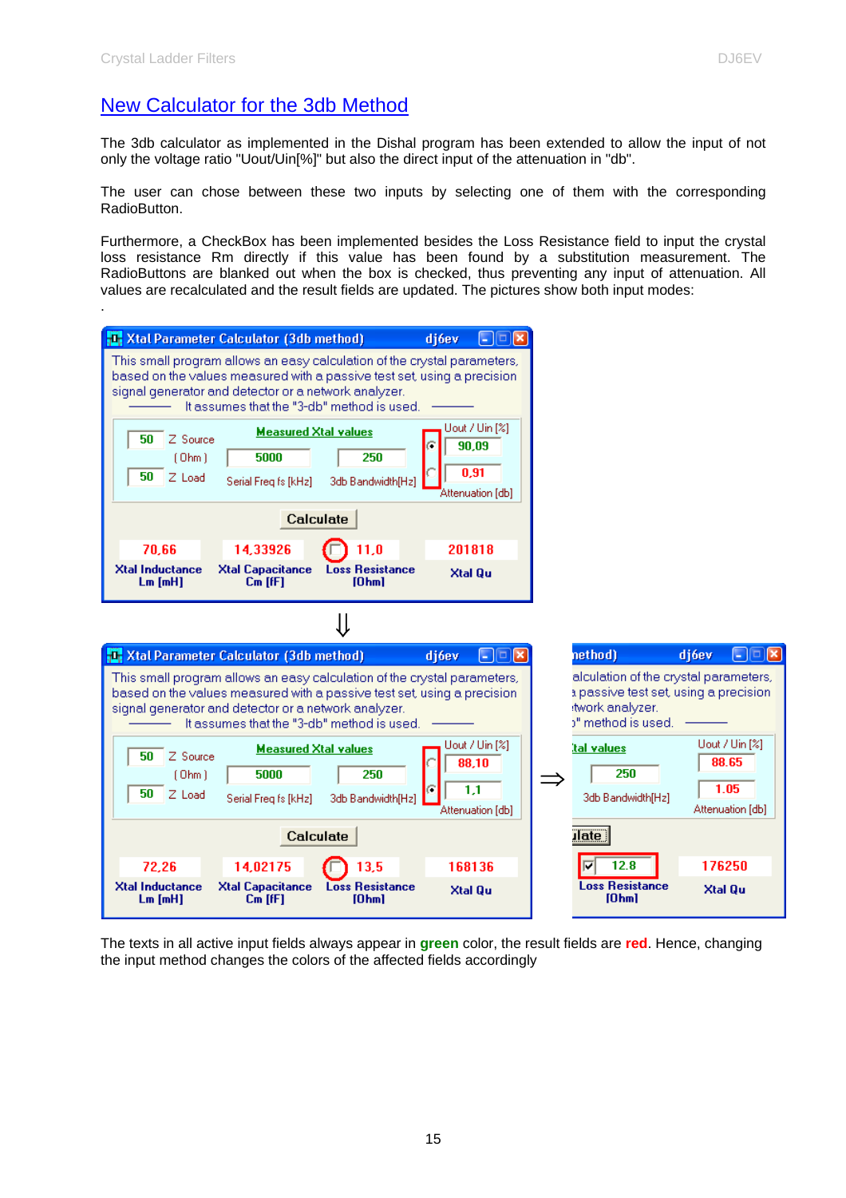## New Calculator for the 3db Method

The 3db calculator as implemented in the Dishal program has been extended to allow the input of not only the voltage ratio "Uout/Uin[%]" but also the direct input of the attenuation in "db".

The user can chose between these two inputs by selecting one of them with the corresponding RadioButton.

Furthermore, a CheckBox has been implemented besides the Loss Resistance field to input the crystal loss resistance Rm directly if this value has been found by a substitution measurement. The RadioButtons are blanked out when the box is checked, thus preventing any input of attenuation. All values are recalculated and the result fields are updated. The pictures show both input modes:

.

The texts in all active input fields always appear in **green** color, the result fields are **red**. Hence, changing the input method changes the colors of the affected fields accordingly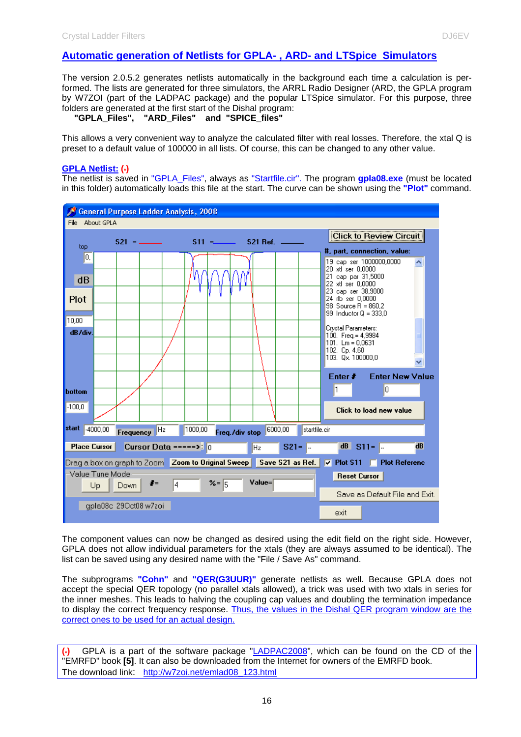## Automatic generation of Netlists for GPLA- , ARD- and LTSpice Simulators

The version 2.0.5.2 generates netlists automatically in the background each time a calculation is performed. The lists are generated for three simulators, the ARRL Radio Designer (ARD, the GPLA program by W7ZOI (part of the LADPAC package) and the popular LTSpice simulator. For this purpose, three folders are generated at the first start of the Dishal program:

**"GPLA_Files", "ARD_Files" and "SPICE_files"**

This allows a very convenient way to analyze the calculated filter with real losses. Therefore, the xtal Q is preset to a default value of 100000 in all lists. Of course, this can be changed to any other value.

**GPLA Netlist:** (•)

The netlist is saved in "GPLA_Files", always as "Startfile.cir". The program **gpla08.exe** (must be located in this folder) automatically loads this file at the start. The curve can be shown using the **"Plot"** command.

The component values can now be changed as desired using the edit field on the right side. However, GPLA does not allow individual parameters for the xtals (they are always assumed to be identical). The list can be saved using any desired name with the "File / Save As" command.

The subprograms **"Cohn"** and **"QER(G3UUR)"** generate netlists as well. Because GPLA does not accept the special QER topology (no parallel xtals allowed), a trick was used with two xtals in series for the inner meshes. This leads to halving the coupling cap values and doubling the termination impedance to display the correct frequency response. Thus, the values in the Dishal QER program window are the correct ones to be used for an actual design.

(•) GPLA is a part of the software package "LADPAC2008", which can be found on the CD of the "EMRFD" book **[5]**. It can also be downloaded from the Internet for owners of the EMRFD book.
The download link: http://w7zoi.net/emlad08_123.html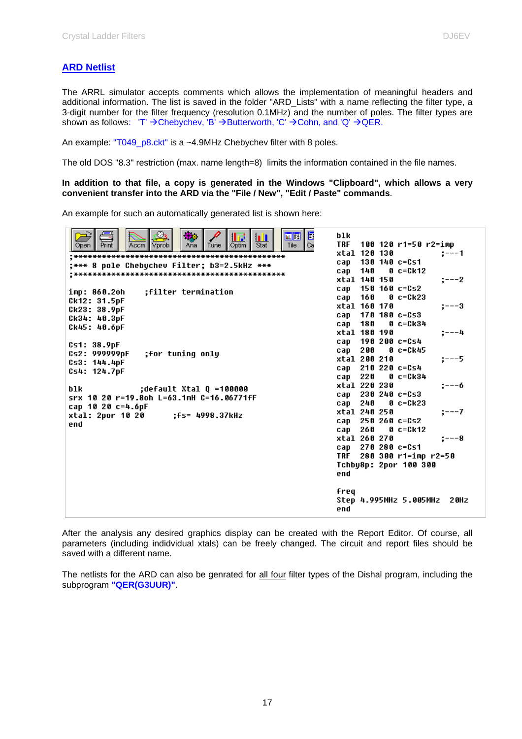## ARD Netlist

The ARRL simulator accepts comments which allows the implementation of meaningful headers and additional information. The list is saved in the folder "ARD_Lists" with a name reflecting the filter type, a 3-digit number for the filter frequency (resolution 0.1MHz) and the number of poles. The filter types are shown as follows: 'T' →Chebychev, 'B' →Butterworth, 'C' →Cohn, and 'Q' →QER.

An example: "T049_p8.ckt" is a ~4.9MHz Chebychev filter with 8 poles.

The old DOS "8.3" restriction (max. name length=8) limits the information contained in the file names.

**In addition to that file, a copy is generated in the Windows "Clipboard", which allows a very convenient transfer into the ARD via the "File / New", "Edit / Paste" commands**.

An example for such an automatically generated list is shown here:

```
;**********************************************
;*** 8 pole Chebychev Filter; b3=2.5kHz ***
;**********************************************

imp: 860.2oh     ;filter termination
Ck12: 31.5pF
Ck23: 38.9pF
Ck34: 40.3pF
Ck45: 40.6pF

Cs1: 38.9pF
Cs2: 999999pF    ;for tuning only
Cs3: 144.4pF
Cs4: 124.7pF

blk              ;default Xtal Q =100000
srx 10 20 r=19.8oh L=63.1mH C=16.06771fF
cap 10 20 c=4.6pF
xtal: 2por 10 20        ;fs= 4998.37kHz
end

blk
TRF  100 120 r1=50 r2=imp
xtal 120 130              ;---1
cap  130 140 c=Cs1
cap  140   0 c=Ck12
xtal 140 150              ;---2
cap  150 160 c=Cs2
cap  160   0 c=Ck23
xtal 160 170              ;---3
cap  170 180 c=Cs3
cap  180   0 c=Ck34
xtal 180 190              ;---4
cap  190 200 c=Cs4
cap  200   0 c=Ck45
xtal 200 210              ;---5
cap  210 220 c=Cs4
cap  220   0 c=Ck34
xtal 220 230              ;---6
cap  230 240 c=Cs3
cap  240   0 c=Ck23
xtal 240 250              ;---7
cap  250 260 c=Cs2
cap  260   0 c=Ck12
xtal 260 270              ;---8
cap  270 280 c=Cs1
TRF  280 300 r1=imp r2=50
Tchby8p: 2por 100 300
end

freq
Step 4.995MHz 5.005MHz  20Hz
end
```

After the analysis any desired graphics display can be created with the Report Editor. Of course, all parameters (including indidvidual xtals) can be freely changed. The circuit and report files should be saved with a different name.

The netlists for the ARD can also be genrated for all four filter types of the Dishal program, including the subprogram **"QER(G3UUR)"**.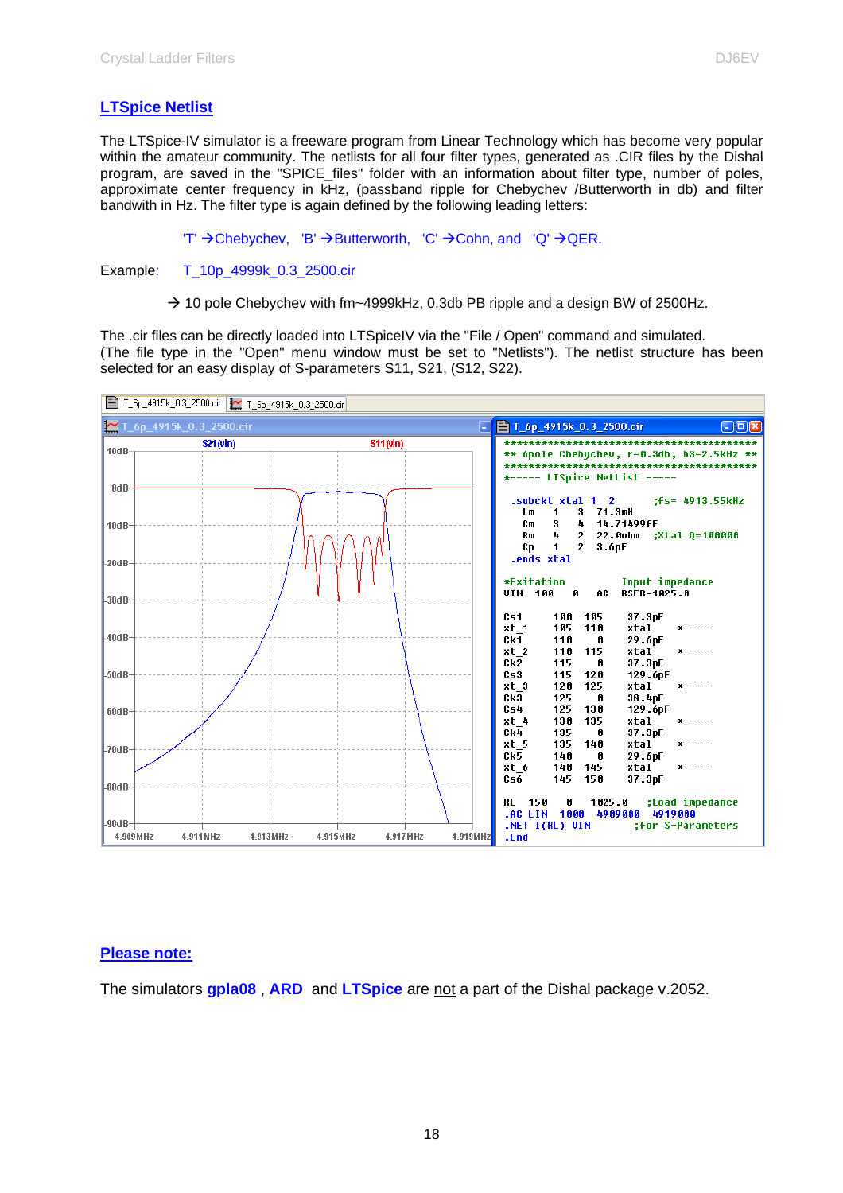## LTSpice Netlist

The LTSpice-IV simulator is a freeware program from Linear Technology which has become very popular within the amateur community. The netlists for all four filter types, generated as .CIR files by the Dishal program, are saved in the "SPICE_files" folder with an information about filter type, number of poles, approximate center frequency in kHz, (passband ripple for Chebychev /Butterworth in db) and filter bandwith in Hz. The filter type is again defined by the following leading letters:

'T' →Chebychev, 'B' →Butterworth, 'C' →Cohn, and 'Q' →QER.

Example: T_10p_4999k_0.3_2500.cir

→ 10 pole Chebychev with fm~4999kHz, 0.3db PB ripple and a design BW of 2500Hz.

The .cir files can be directly loaded into LTSpiceIV via the "File / Open" command and simulated. (The file type in the "Open" menu window must be set to "Netlists"). The netlist structure has been selected for an easy display of S-parameters S11, S21, (S12, S22).

T_6p_4915k_0.3_2500.cir

S21(vin) S11(vin)

10dB 0dB -10dB -20dB -30dB -40dB -50dB -60dB -70dB -80dB -90dB

4.909MHz 4.911MHz 4.913MHz 4.915MHz 4.917MHz 4.919MHz

```
*******************************************
** 6pole Chebychev, r=0.3dB, b3=2.5kHz **
*******************************************
*----- LTSpice NetList -----

 .subckt xtal 1  2        ;fs= 4913.55kHz
   Lm    1   3   71.3mH
   Cm    3   4   14.71499fF
   Rm    4   2   22.0ohm  ;Xtal Q=100000
   Cp    1   2   3.6pF
 .ends xtal

*Exitation          Input impedance
VIN  100    0   AC   RSER=1025.0

Cs1      100  105    37.3pF
xt_1     105  110    xtal       * ----
Ck1      110    0    29.6pF
xt_2     110  115    xtal       * ----
Ck2      115    0    37.3pF
Cs3      115  120    129.6pF
xt_3     120  125    xtal       * ----
Ck3      125    0    38.4pF
Cs4      125  130    129.6pF
xt_4     130  135    xtal       * ----
Ck4      135    0    37.3pF
xt_5     135  140    xtal       * ----
Ck5      140    0    29.6pF
xt_6     140  145    xtal       * ----
Cs6      145  150    37.3pF

RL  150    0    1025.0    ;Load impedance
.AC LIN  1000  4909000  4919000
.NET I(RL) VIN          ;for S-Parameters
.End
```

## Please note:

The simulators **gpla08** , **ARD** and **LTSpice** are not a part of the Dishal package v.2052.